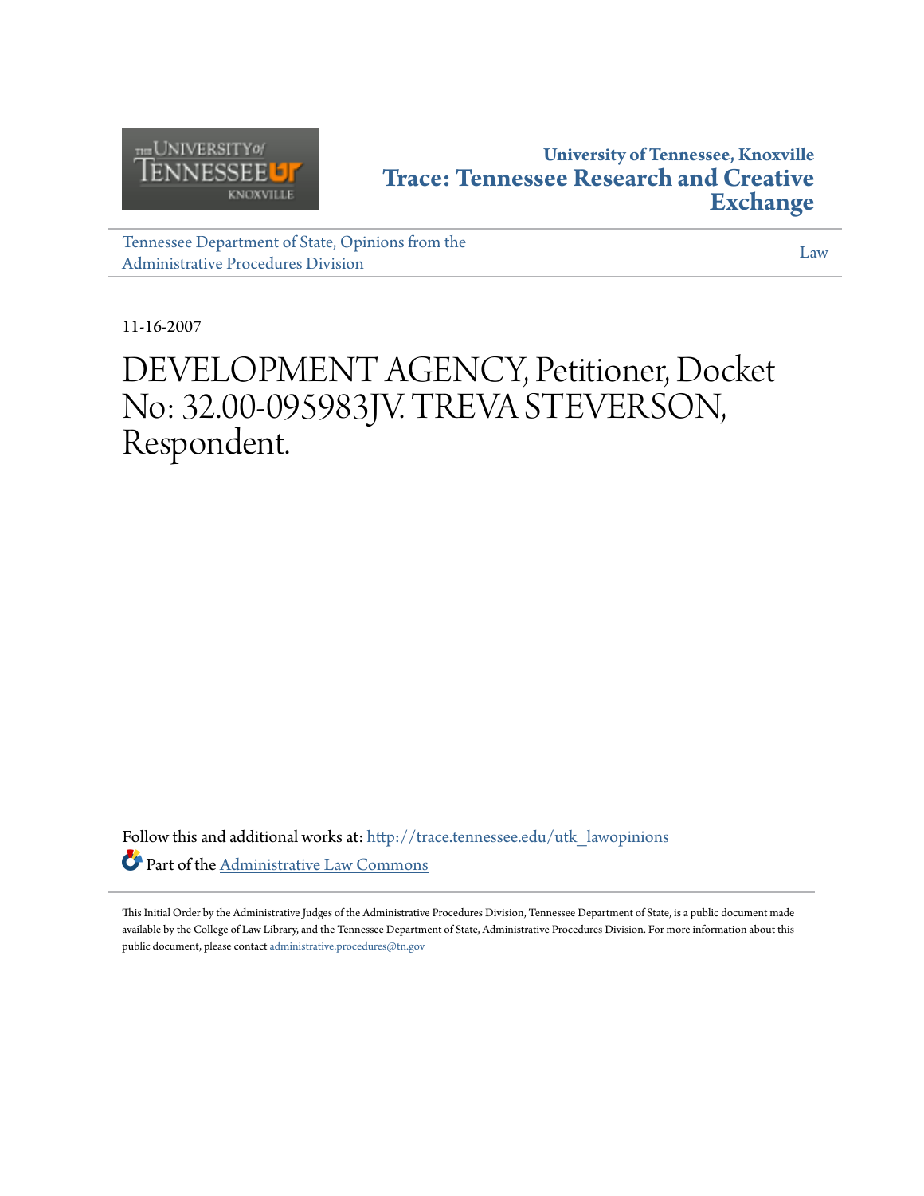University of Tennessee, Knoxville

**Trace: Tennessee Research and Creative Exchange**

Tennessee Department of State, Opinions from the Administrative Procedures Division

Law

11-16-2007

# DEVELOPMENT AGENCY, Petitioner, Docket No: 32.00-095983JV. TREVA STEVERSON, Respondent.

Follow this and additional works at: http://trace.tennessee.edu/utk_lawopinions

Part of the Administrative Law Commons

This Initial Order by the Administrative Judges of the Administrative Procedures Division, Tennessee Department of State, is a public document made available by the College of Law Library, and the Tennessee Department of State, Administrative Procedures Division. For more information about this public document, please contact administrative.procedures@tn.gov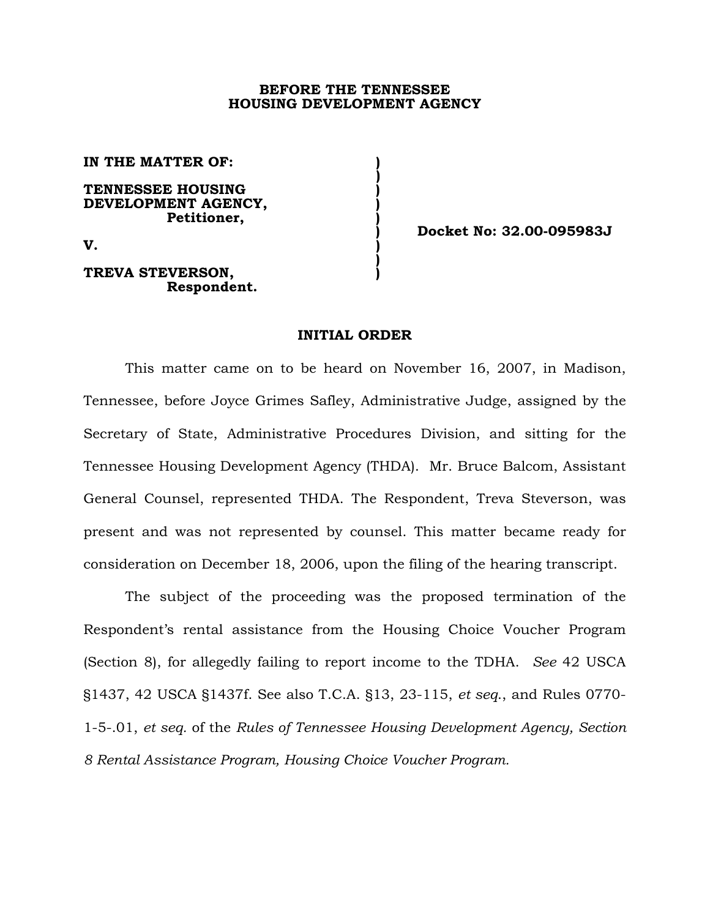**BEFORE THE TENNESSEE**
**HOUSING DEVELOPMENT AGENCY**

| | | |
|---|---|---|
| **IN THE MATTER OF:** | ) | |
| | ) | |
| **TENNESSEE HOUSING DEVELOPMENT AGENCY, Petitioner,** | ) | |
| | ) | **Docket No: 32.00-095983J** |
| **V.** | ) | |
| | ) | |
| **TREVA STEVERSON, Respondent.** | ) | |

**INITIAL ORDER**

This matter came on to be heard on November 16, 2007, in Madison, Tennessee, before Joyce Grimes Safley, Administrative Judge, assigned by the Secretary of State, Administrative Procedures Division, and sitting for the Tennessee Housing Development Agency (THDA). Mr. Bruce Balcom, Assistant General Counsel, represented THDA. The Respondent, Treva Steverson, was present and was not represented by counsel. This matter became ready for consideration on December 18, 2006, upon the filing of the hearing transcript.

The subject of the proceeding was the proposed termination of the Respondent's rental assistance from the Housing Choice Voucher Program (Section 8), for allegedly failing to report income to the TDHA. *See* 42 USCA §1437, 42 USCA §1437f. See also T.C.A. §13, 23-115, *et seq.*, and Rules 0770-1-5-.01, *et seq.* of the *Rules of Tennessee Housing Development Agency, Section 8 Rental Assistance Program, Housing Choice Voucher Program.*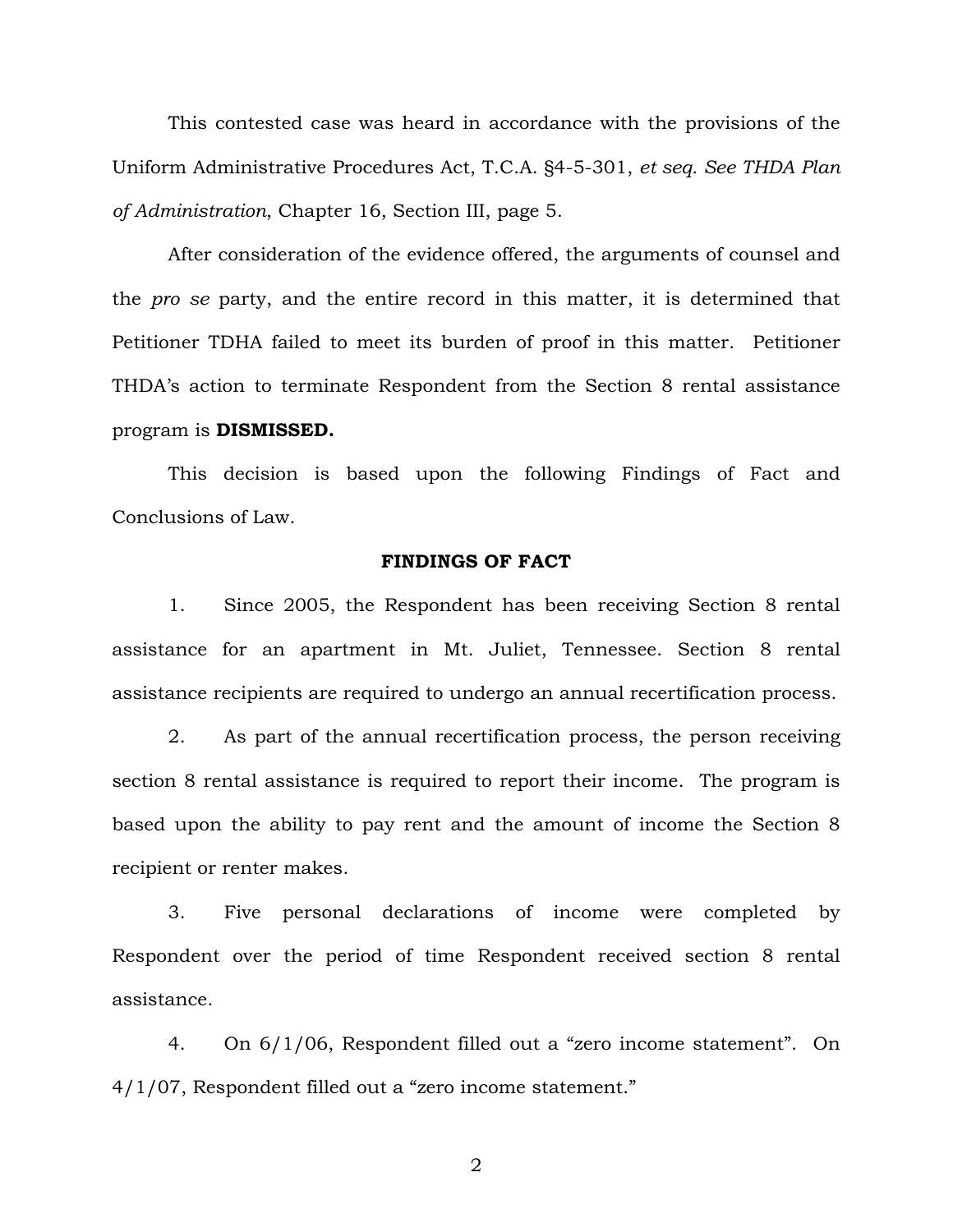This contested case was heard in accordance with the provisions of the Uniform Administrative Procedures Act, T.C.A. §4-5-301, *et seq. See THDA Plan of Administration*, Chapter 16, Section III, page 5.

After consideration of the evidence offered, the arguments of counsel and the *pro se* party, and the entire record in this matter, it is determined that Petitioner TDHA failed to meet its burden of proof in this matter. Petitioner THDA's action to terminate Respondent from the Section 8 rental assistance program is **DISMISSED.**

This decision is based upon the following Findings of Fact and Conclusions of Law.

**FINDINGS OF FACT**

1. Since 2005, the Respondent has been receiving Section 8 rental assistance for an apartment in Mt. Juliet, Tennessee. Section 8 rental assistance recipients are required to undergo an annual recertification process.

2. As part of the annual recertification process, the person receiving section 8 rental assistance is required to report their income. The program is based upon the ability to pay rent and the amount of income the Section 8 recipient or renter makes.

3. Five personal declarations of income were completed by Respondent over the period of time Respondent received section 8 rental assistance.

4. On 6/1/06, Respondent filled out a "zero income statement". On 4/1/07, Respondent filled out a "zero income statement."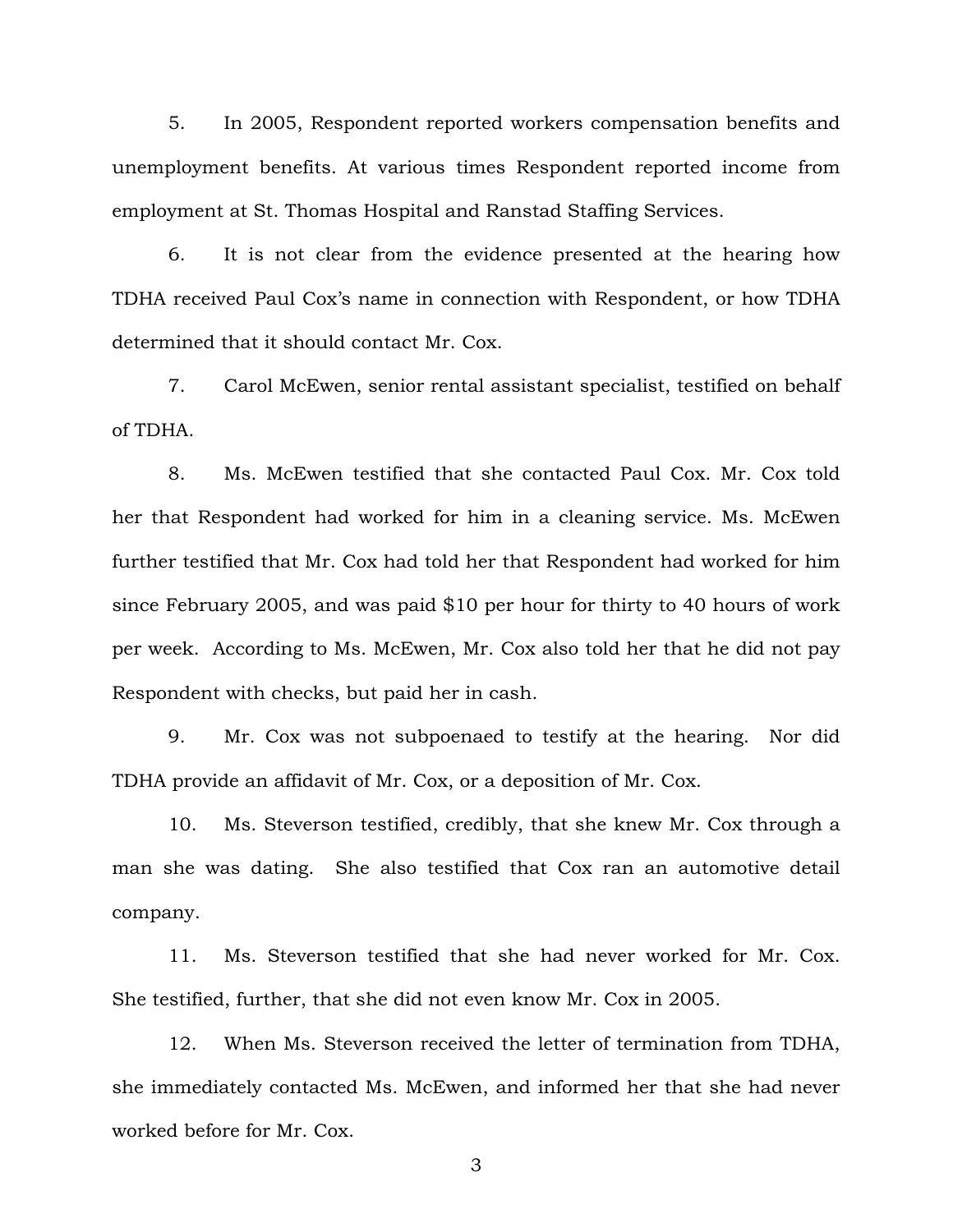5. In 2005, Respondent reported workers compensation benefits and unemployment benefits. At various times Respondent reported income from employment at St. Thomas Hospital and Ranstad Staffing Services.

6. It is not clear from the evidence presented at the hearing how TDHA received Paul Cox's name in connection with Respondent, or how TDHA determined that it should contact Mr. Cox.

7. Carol McEwen, senior rental assistant specialist, testified on behalf of TDHA.

8. Ms. McEwen testified that she contacted Paul Cox. Mr. Cox told her that Respondent had worked for him in a cleaning service. Ms. McEwen further testified that Mr. Cox had told her that Respondent had worked for him since February 2005, and was paid $10 per hour for thirty to 40 hours of work per week. According to Ms. McEwen, Mr. Cox also told her that he did not pay Respondent with checks, but paid her in cash.

9. Mr. Cox was not subpoenaed to testify at the hearing. Nor did TDHA provide an affidavit of Mr. Cox, or a deposition of Mr. Cox.

10. Ms. Steverson testified, credibly, that she knew Mr. Cox through a man she was dating. She also testified that Cox ran an automotive detail company.

11. Ms. Steverson testified that she had never worked for Mr. Cox. She testified, further, that she did not even know Mr. Cox in 2005.

12. When Ms. Steverson received the letter of termination from TDHA, she immediately contacted Ms. McEwen, and informed her that she had never worked before for Mr. Cox.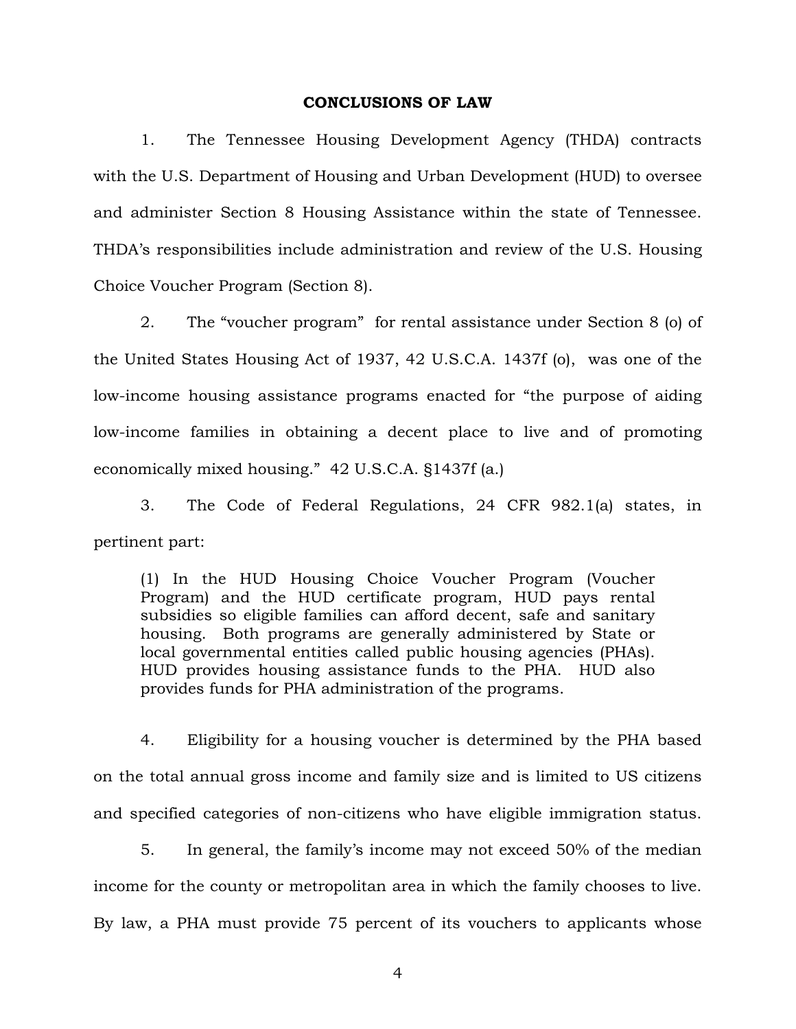## CONCLUSIONS OF LAW

1. The Tennessee Housing Development Agency (THDA) contracts with the U.S. Department of Housing and Urban Development (HUD) to oversee and administer Section 8 Housing Assistance within the state of Tennessee. THDA's responsibilities include administration and review of the U.S. Housing Choice Voucher Program (Section 8).

2. The "voucher program" for rental assistance under Section 8 (o) of the United States Housing Act of 1937, 42 U.S.C.A. 1437f (o), was one of the low-income housing assistance programs enacted for "the purpose of aiding low-income families in obtaining a decent place to live and of promoting economically mixed housing." 42 U.S.C.A. §1437f (a.)

3. The Code of Federal Regulations, 24 CFR 982.1(a) states, in pertinent part:

> (1) In the HUD Housing Choice Voucher Program (Voucher Program) and the HUD certificate program, HUD pays rental subsidies so eligible families can afford decent, safe and sanitary housing. Both programs are generally administered by State or local governmental entities called public housing agencies (PHAs). HUD provides housing assistance funds to the PHA. HUD also provides funds for PHA administration of the programs.

4. Eligibility for a housing voucher is determined by the PHA based on the total annual gross income and family size and is limited to US citizens and specified categories of non-citizens who have eligible immigration status.

5. In general, the family's income may not exceed 50% of the median income for the county or metropolitan area in which the family chooses to live. By law, a PHA must provide 75 percent of its vouchers to applicants whose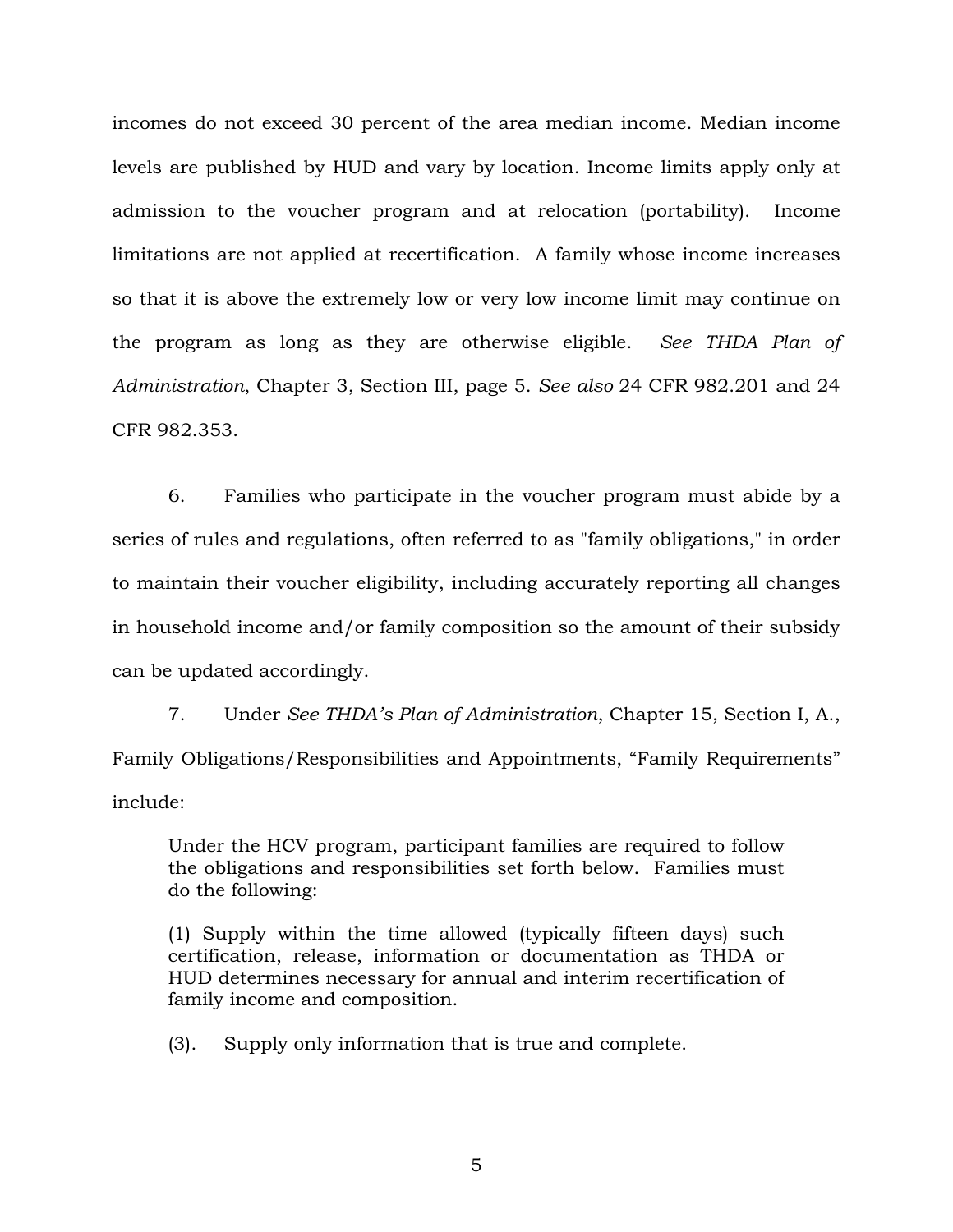incomes do not exceed 30 percent of the area median income. Median income levels are published by HUD and vary by location. Income limits apply only at admission to the voucher program and at relocation (portability). Income limitations are not applied at recertification. A family whose income increases so that it is above the extremely low or very low income limit may continue on the program as long as they are otherwise eligible. *See THDA Plan of Administration*, Chapter 3, Section III, page 5. *See also* 24 CFR 982.201 and 24 CFR 982.353.

6. Families who participate in the voucher program must abide by a series of rules and regulations, often referred to as "family obligations," in order to maintain their voucher eligibility, including accurately reporting all changes in household income and/or family composition so the amount of their subsidy can be updated accordingly.

7. Under *See THDA's Plan of Administration*, Chapter 15, Section I, A., Family Obligations/Responsibilities and Appointments, "Family Requirements" include:

> Under the HCV program, participant families are required to follow the obligations and responsibilities set forth below. Families must do the following:
>
> (1) Supply within the time allowed (typically fifteen days) such certification, release, information or documentation as THDA or HUD determines necessary for annual and interim recertification of family income and composition.
>
> (3). Supply only information that is true and complete.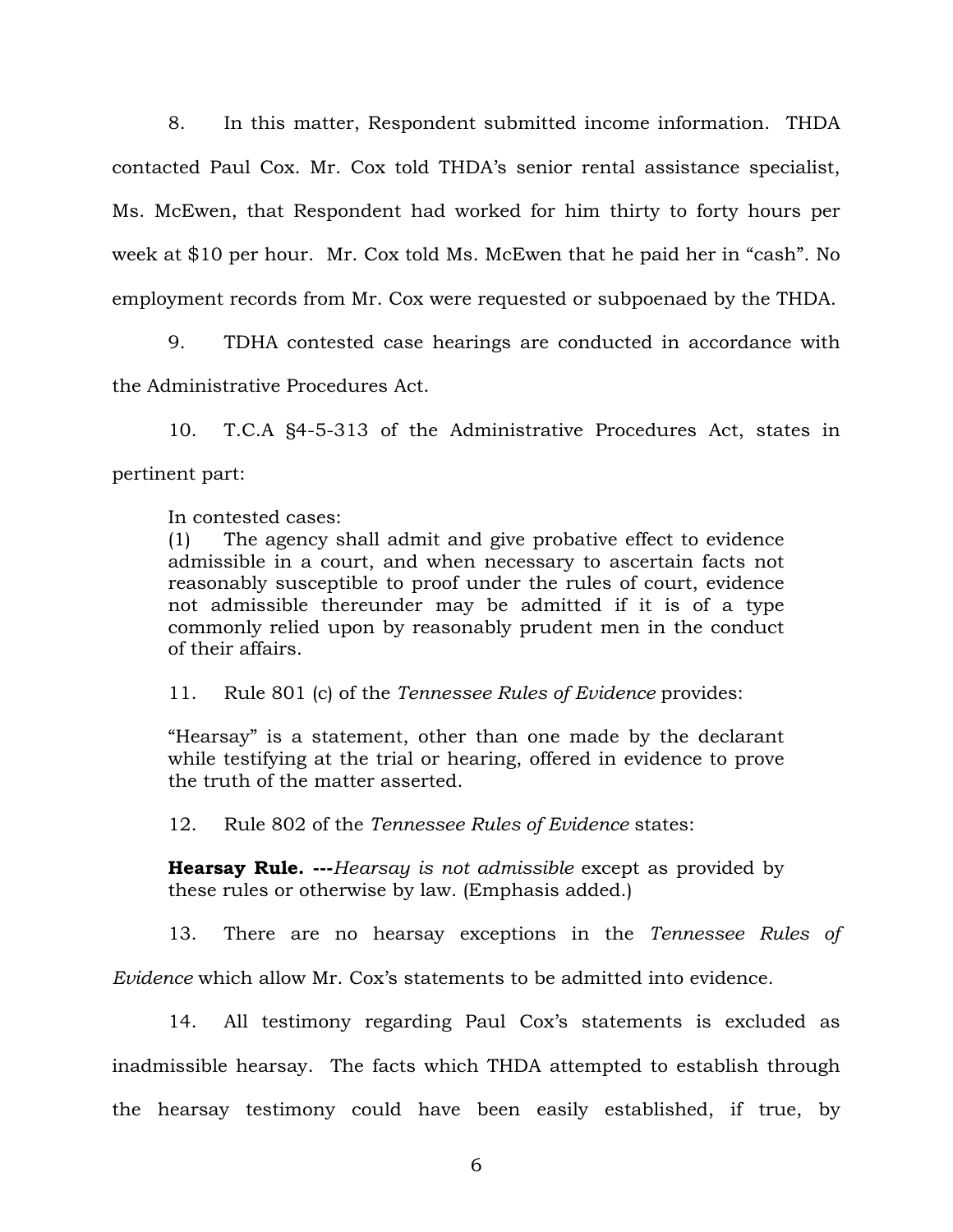8. In this matter, Respondent submitted income information. THDA contacted Paul Cox. Mr. Cox told THDA's senior rental assistance specialist, Ms. McEwen, that Respondent had worked for him thirty to forty hours per week at $10 per hour. Mr. Cox told Ms. McEwen that he paid her in "cash". No employment records from Mr. Cox were requested or subpoenaed by the THDA.

9. TDHA contested case hearings are conducted in accordance with the Administrative Procedures Act.

10. T.C.A §4-5-313 of the Administrative Procedures Act, states in pertinent part:

> In contested cases:
> (1) The agency shall admit and give probative effect to evidence admissible in a court, and when necessary to ascertain facts not reasonably susceptible to proof under the rules of court, evidence not admissible thereunder may be admitted if it is of a type commonly relied upon by reasonably prudent men in the conduct of their affairs.

11. Rule 801 (c) of the *Tennessee Rules of Evidence* provides:

> "Hearsay" is a statement, other than one made by the declarant while testifying at the trial or hearing, offered in evidence to prove the truth of the matter asserted.

12. Rule 802 of the *Tennessee Rules of Evidence* states:

> **Hearsay Rule. ---***Hearsay is not admissible* except as provided by these rules or otherwise by law. (Emphasis added.)

13. There are no hearsay exceptions in the *Tennessee Rules of Evidence* which allow Mr. Cox's statements to be admitted into evidence.

14. All testimony regarding Paul Cox's statements is excluded as inadmissible hearsay. The facts which THDA attempted to establish through the hearsay testimony could have been easily established, if true, by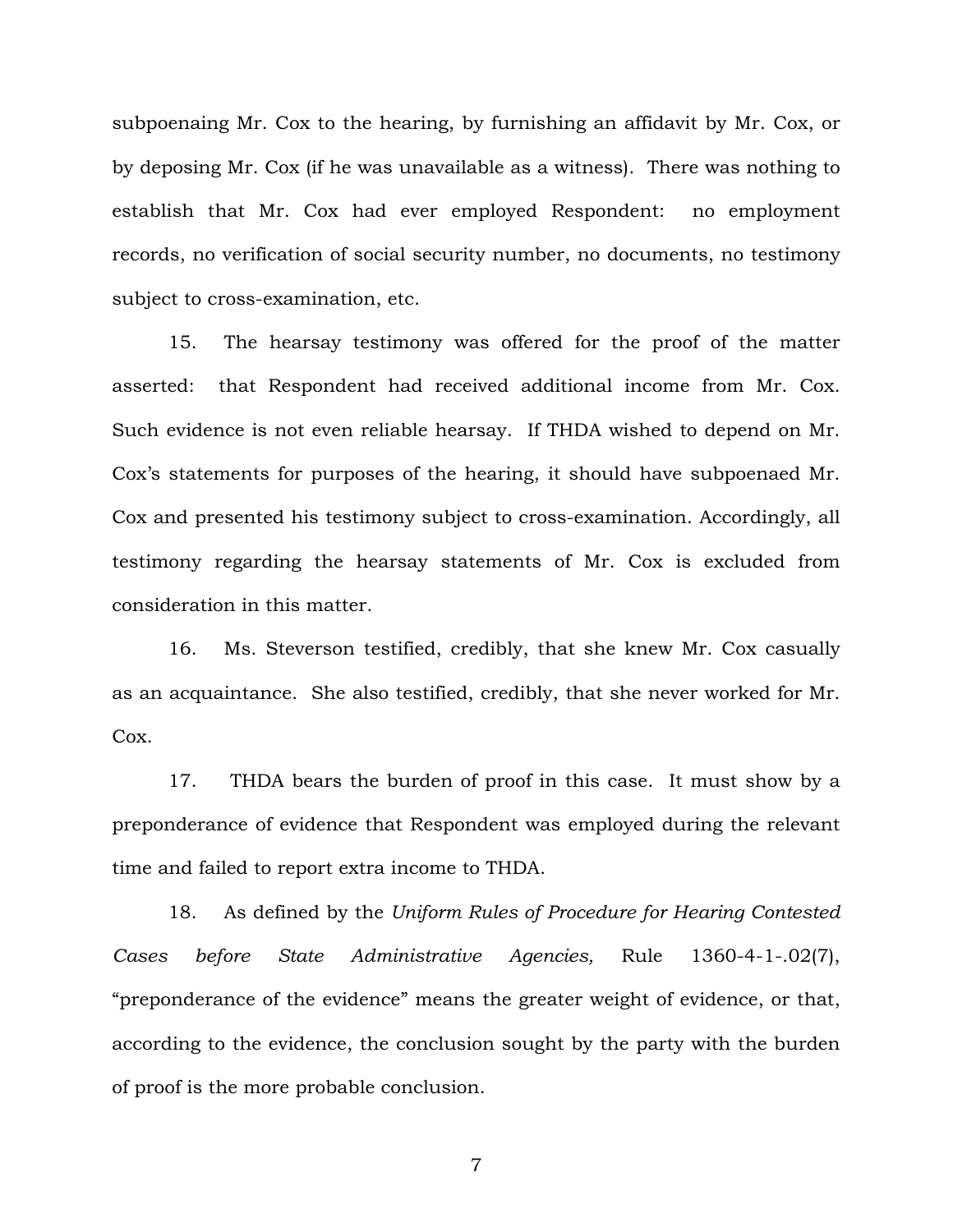subpoenaing Mr. Cox to the hearing, by furnishing an affidavit by Mr. Cox, or by deposing Mr. Cox (if he was unavailable as a witness). There was nothing to establish that Mr. Cox had ever employed Respondent: no employment records, no verification of social security number, no documents, no testimony subject to cross-examination, etc.

15. The hearsay testimony was offered for the proof of the matter asserted: that Respondent had received additional income from Mr. Cox. Such evidence is not even reliable hearsay. If THDA wished to depend on Mr. Cox's statements for purposes of the hearing, it should have subpoenaed Mr. Cox and presented his testimony subject to cross-examination. Accordingly, all testimony regarding the hearsay statements of Mr. Cox is excluded from consideration in this matter.

16. Ms. Steverson testified, credibly, that she knew Mr. Cox casually as an acquaintance. She also testified, credibly, that she never worked for Mr. Cox.

17. THDA bears the burden of proof in this case. It must show by a preponderance of evidence that Respondent was employed during the relevant time and failed to report extra income to THDA.

18. As defined by the *Uniform Rules of Procedure for Hearing Contested Cases before State Administrative Agencies,* Rule 1360-4-1-.02(7), "preponderance of the evidence" means the greater weight of evidence, or that, according to the evidence, the conclusion sought by the party with the burden of proof is the more probable conclusion.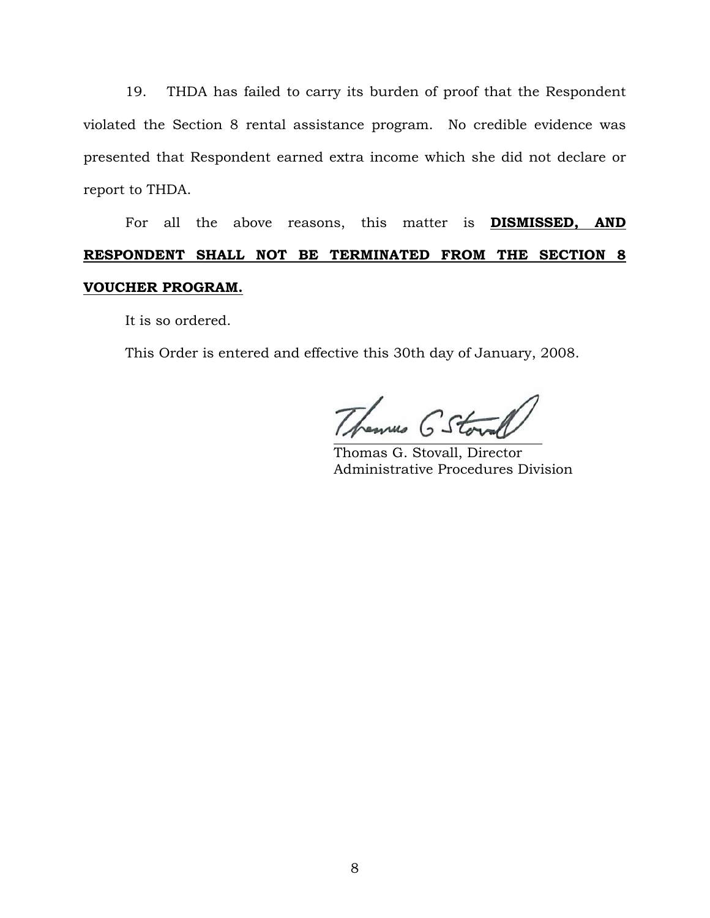19. THDA has failed to carry its burden of proof that the Respondent violated the Section 8 rental assistance program. No credible evidence was presented that Respondent earned extra income which she did not declare or report to THDA.

For all the above reasons, this matter is **DISMISSED, AND RESPONDENT SHALL NOT BE TERMINATED FROM THE SECTION 8 VOUCHER PROGRAM.**

It is so ordered.

This Order is entered and effective this 30th day of January, 2008.

Thomas G. Stovall, Director
Administrative Procedures Division